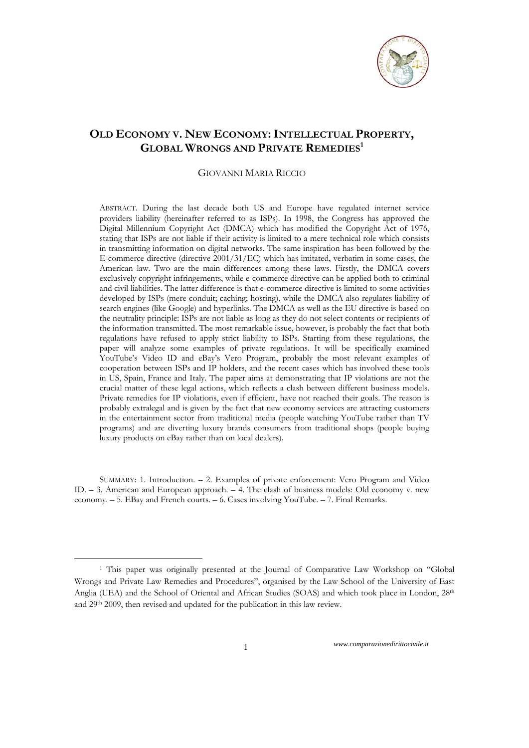# Old Economy v. New Economy: Intellectual Property, Global Wrongs and Private Remedies[1]

GIOVANNI MARIA RICCIO

ABSTRACT. During the last decade both US and Europe have regulated internet service providers liability (hereinafter referred to as ISPs). In 1998, the Congress has approved the Digital Millennium Copyright Act (DMCA) which has modified the Copyright Act of 1976, stating that ISPs are not liable if their activity is limited to a mere technical role which consists in transmitting information on digital networks. The same inspiration has been followed by the E-commerce directive (directive 2001/31/EC) which has imitated, verbatim in some cases, the American law. Two are the main differences among these laws. Firstly, the DMCA covers exclusively copyright infringements, while e-commerce directive can be applied both to criminal and civil liabilities. The latter difference is that e-commerce directive is limited to some activities developed by ISPs (mere conduit; caching; hosting), while the DMCA also regulates liability of search engines (like Google) and hyperlinks. The DMCA as well as the EU directive is based on the neutrality principle: ISPs are not liable as long as they do not select contents or recipients of the information transmitted. The most remarkable issue, however, is probably the fact that both regulations have refused to apply strict liability to ISPs. Starting from these regulations, the paper will analyze some examples of private regulations. It will be specifically examined YouTube's Video ID and eBay's Vero Program, probably the most relevant examples of cooperation between ISPs and IP holders, and the recent cases which has involved these tools in US, Spain, France and Italy. The paper aims at demonstrating that IP violations are not the crucial matter of these legal actions, which reflects a clash between different business models. Private remedies for IP violations, even if efficient, have not reached their goals. The reason is probably extralegal and is given by the fact that new economy services are attracting customers in the entertainment sector from traditional media (people watching YouTube rather than TV programs) and are diverting luxury brands consumers from traditional shops (people buying luxury products on eBay rather than on local dealers).

SUMMARY: 1. Introduction. – 2. Examples of private enforcement: Vero Program and Video ID. – 3. American and European approach. – 4. The clash of business models: Old economy v. new economy. – 5. EBay and French courts. – 6. Cases involving YouTube. – 7. Final Remarks.

---

[1] This paper was originally presented at the Journal of Comparative Law Workshop on "Global Wrongs and Private Law Remedies and Procedures", organised by the Law School of the University of East Anglia (UEA) and the School of Oriental and African Studies (SOAS) and which took place in London, 28th and 29th 2009, then revised and updated for the publication in this law review.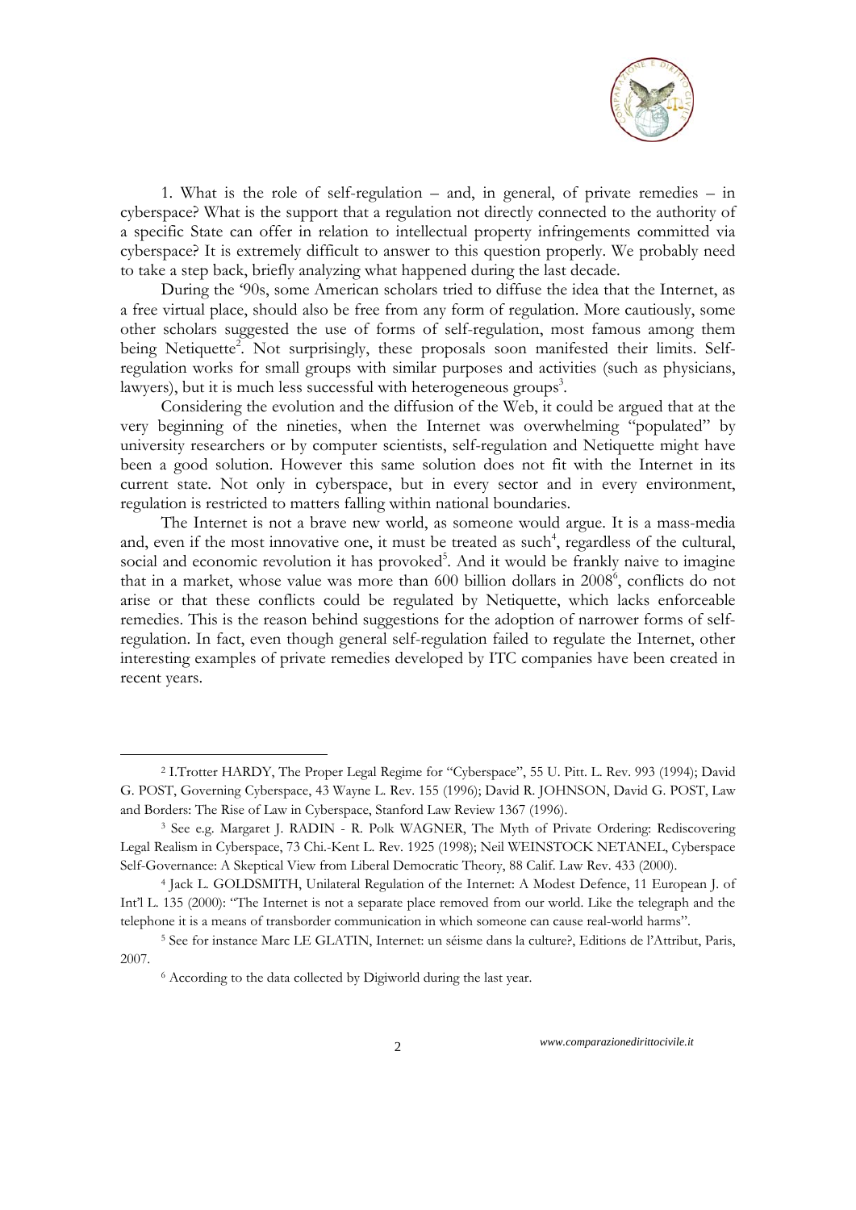1. What is the role of self-regulation – and, in general, of private remedies – in cyberspace? What is the support that a regulation not directly connected to the authority of a specific State can offer in relation to intellectual property infringements committed via cyberspace? It is extremely difficult to answer to this question properly. We probably need to take a step back, briefly analyzing what happened during the last decade.

During the '90s, some American scholars tried to diffuse the idea that the Internet, as a free virtual place, should also be free from any form of regulation. More cautiously, some other scholars suggested the use of forms of self-regulation, most famous among them being Netiquette[2]. Not surprisingly, these proposals soon manifested their limits. Self-regulation works for small groups with similar purposes and activities (such as physicians, lawyers), but it is much less successful with heterogeneous groups[3].

Considering the evolution and the diffusion of the Web, it could be argued that at the very beginning of the nineties, when the Internet was overwhelming "populated" by university researchers or by computer scientists, self-regulation and Netiquette might have been a good solution. However this same solution does not fit with the Internet in its current state. Not only in cyberspace, but in every sector and in every environment, regulation is restricted to matters falling within national boundaries.

The Internet is not a brave new world, as someone would argue. It is a mass-media and, even if the most innovative one, it must be treated as such[4], regardless of the cultural, social and economic revolution it has provoked[5]. And it would be frankly naive to imagine that in a market, whose value was more than 600 billion dollars in 2008[6], conflicts do not arise or that these conflicts could be regulated by Netiquette, which lacks enforceable remedies. This is the reason behind suggestions for the adoption of narrower forms of self-regulation. In fact, even though general self-regulation failed to regulate the Internet, other interesting examples of private remedies developed by ITC companies have been created in recent years.

---

[2] I.Trotter HARDY, The Proper Legal Regime for "Cyberspace", 55 U. Pitt. L. Rev. 993 (1994); David G. POST, Governing Cyberspace, 43 Wayne L. Rev. 155 (1996); David R. JOHNSON, David G. POST, Law and Borders: The Rise of Law in Cyberspace, Stanford Law Review 1367 (1996).

[3] See e.g. Margaret J. RADIN - R. Polk WAGNER, The Myth of Private Ordering: Rediscovering Legal Realism in Cyberspace, 73 Chi.-Kent L. Rev. 1925 (1998); Neil WEINSTOCK NETANEL, Cyberspace Self-Governance: A Skeptical View from Liberal Democratic Theory, 88 Calif. Law Rev. 433 (2000).

[4] Jack L. GOLDSMITH, Unilateral Regulation of the Internet: A Modest Defence, 11 European J. of Int'l L. 135 (2000): "The Internet is not a separate place removed from our world. Like the telegraph and the telephone it is a means of transborder communication in which someone can cause real-world harms".

[5] See for instance Marc LE GLATIN, Internet: un séisme dans la culture?, Editions de l'Attribut, Paris, 2007.

[6] According to the data collected by Digiworld during the last year.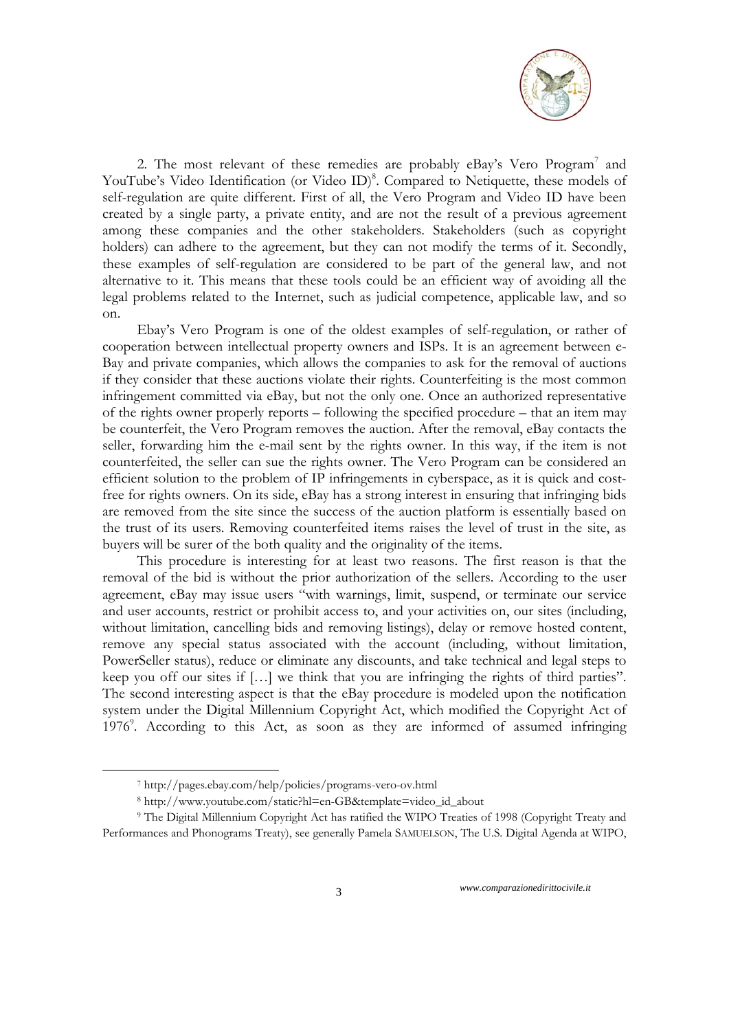2. The most relevant of these remedies are probably eBay's Vero Program[7] and YouTube's Video Identification (or Video ID)[8]. Compared to Netiquette, these models of self-regulation are quite different. First of all, the Vero Program and Video ID have been created by a single party, a private entity, and are not the result of a previous agreement among these companies and the other stakeholders. Stakeholders (such as copyright holders) can adhere to the agreement, but they can not modify the terms of it. Secondly, these examples of self-regulation are considered to be part of the general law, and not alternative to it. This means that these tools could be an efficient way of avoiding all the legal problems related to the Internet, such as judicial competence, applicable law, and so on.

Ebay's Vero Program is one of the oldest examples of self-regulation, or rather of cooperation between intellectual property owners and ISPs. It is an agreement between e-Bay and private companies, which allows the companies to ask for the removal of auctions if they consider that these auctions violate their rights. Counterfeiting is the most common infringement committed via eBay, but not the only one. Once an authorized representative of the rights owner properly reports – following the specified procedure – that an item may be counterfeit, the Vero Program removes the auction. After the removal, eBay contacts the seller, forwarding him the e-mail sent by the rights owner. In this way, if the item is not counterfeited, the seller can sue the rights owner. The Vero Program can be considered an efficient solution to the problem of IP infringements in cyberspace, as it is quick and cost-free for rights owners. On its side, eBay has a strong interest in ensuring that infringing bids are removed from the site since the success of the auction platform is essentially based on the trust of its users. Removing counterfeited items raises the level of trust in the site, as buyers will be surer of the both quality and the originality of the items.

This procedure is interesting for at least two reasons. The first reason is that the removal of the bid is without the prior authorization of the sellers. According to the user agreement, eBay may issue users "with warnings, limit, suspend, or terminate our service and user accounts, restrict or prohibit access to, and your activities on, our sites (including, without limitation, cancelling bids and removing listings), delay or remove hosted content, remove any special status associated with the account (including, without limitation, PowerSeller status), reduce or eliminate any discounts, and take technical and legal steps to keep you off our sites if […] we think that you are infringing the rights of third parties". The second interesting aspect is that the eBay procedure is modeled upon the notification system under the Digital Millennium Copyright Act, which modified the Copyright Act of 1976[9]. According to this Act, as soon as they are informed of assumed infringing

---

[7] http://pages.ebay.com/help/policies/programs-vero-ov.html

[8] http://www.youtube.com/static?hl=en-GB&template=video_id_about

[9] The Digital Millennium Copyright Act has ratified the WIPO Treaties of 1998 (Copyright Treaty and Performances and Phonograms Treaty), see generally Pamela SAMUELSON, The U.S. Digital Agenda at WIPO,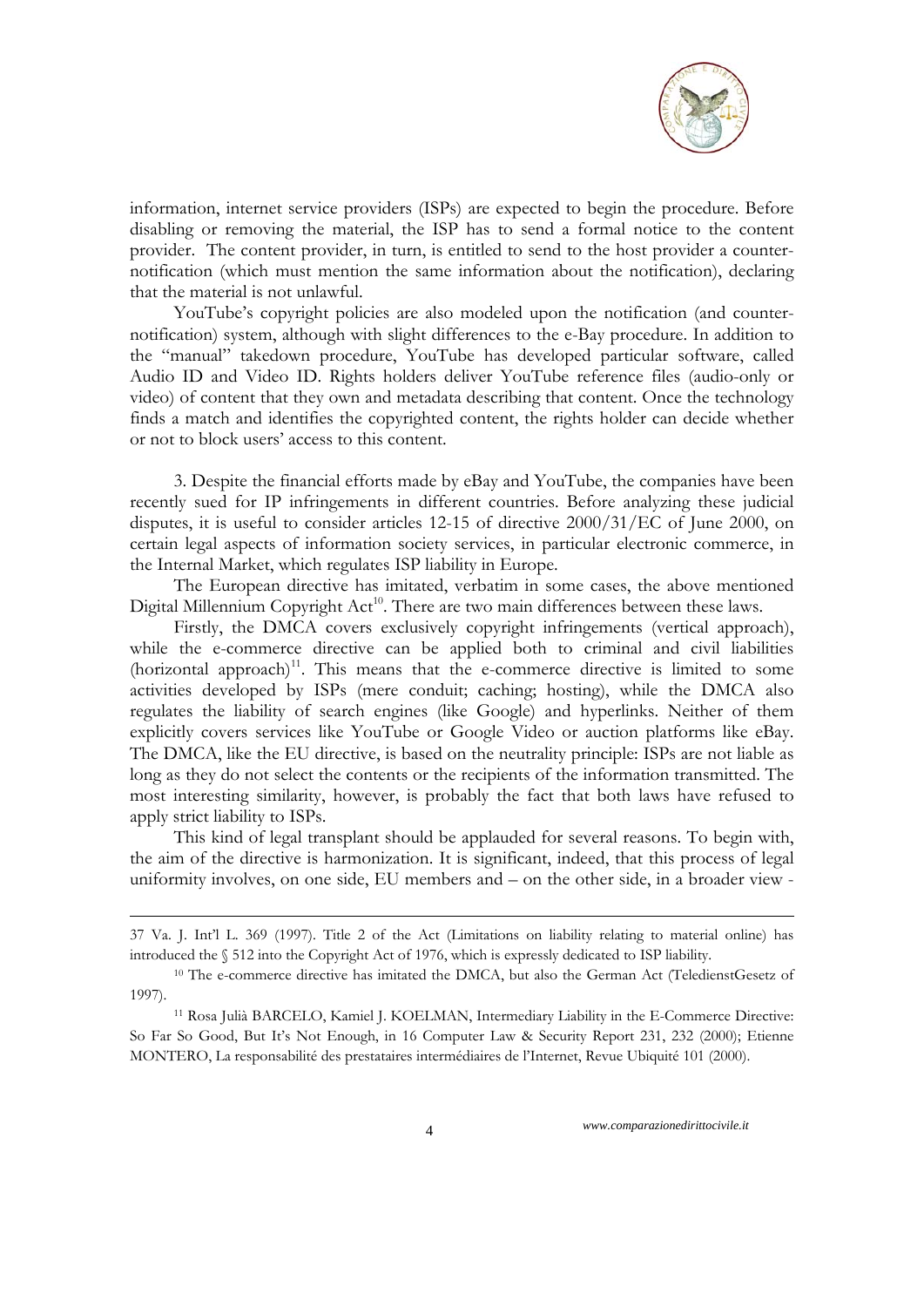information, internet service providers (ISPs) are expected to begin the procedure. Before disabling or removing the material, the ISP has to send a formal notice to the content provider. The content provider, in turn, is entitled to send to the host provider a counter-notification (which must mention the same information about the notification), declaring that the material is not unlawful.

YouTube's copyright policies are also modeled upon the notification (and counter-notification) system, although with slight differences to the e-Bay procedure. In addition to the "manual" takedown procedure, YouTube has developed particular software, called Audio ID and Video ID. Rights holders deliver YouTube reference files (audio-only or video) of content that they own and metadata describing that content. Once the technology finds a match and identifies the copyrighted content, the rights holder can decide whether or not to block users' access to this content.

3. Despite the financial efforts made by eBay and YouTube, the companies have been recently sued for IP infringements in different countries. Before analyzing these judicial disputes, it is useful to consider articles 12-15 of directive 2000/31/EC of June 2000, on certain legal aspects of information society services, in particular electronic commerce, in the Internal Market, which regulates ISP liability in Europe.

The European directive has imitated, verbatim in some cases, the above mentioned Digital Millennium Copyright Act[10]. There are two main differences between these laws.

Firstly, the DMCA covers exclusively copyright infringements (vertical approach), while the e-commerce directive can be applied both to criminal and civil liabilities (horizontal approach)[11]. This means that the e-commerce directive is limited to some activities developed by ISPs (mere conduit; caching; hosting), while the DMCA also regulates the liability of search engines (like Google) and hyperlinks. Neither of them explicitly covers services like YouTube or Google Video or auction platforms like eBay. The DMCA, like the EU directive, is based on the neutrality principle: ISPs are not liable as long as they do not select the contents or the recipients of the information transmitted. The most interesting similarity, however, is probably the fact that both laws have refused to apply strict liability to ISPs.

This kind of legal transplant should be applauded for several reasons. To begin with, the aim of the directive is harmonization. It is significant, indeed, that this process of legal uniformity involves, on one side, EU members and – on the other side, in a broader view -

---

37 Va. J. Int'l L. 369 (1997). Title 2 of the Act (Limitations on liability relating to material online) has introduced the § 512 into the Copyright Act of 1976, which is expressly dedicated to ISP liability.

[10] The e-commerce directive has imitated the DMCA, but also the German Act (TeledienstGesetz of 1997).

[11] Rosa Julià BARCELO, Kamiel J. KOELMAN, Intermediary Liability in the E-Commerce Directive: So Far So Good, But It's Not Enough, in 16 Computer Law & Security Report 231, 232 (2000); Etienne MONTERO, La responsabilité des prestataires intermédiaires de l'Internet, Revue Ubiquité 101 (2000).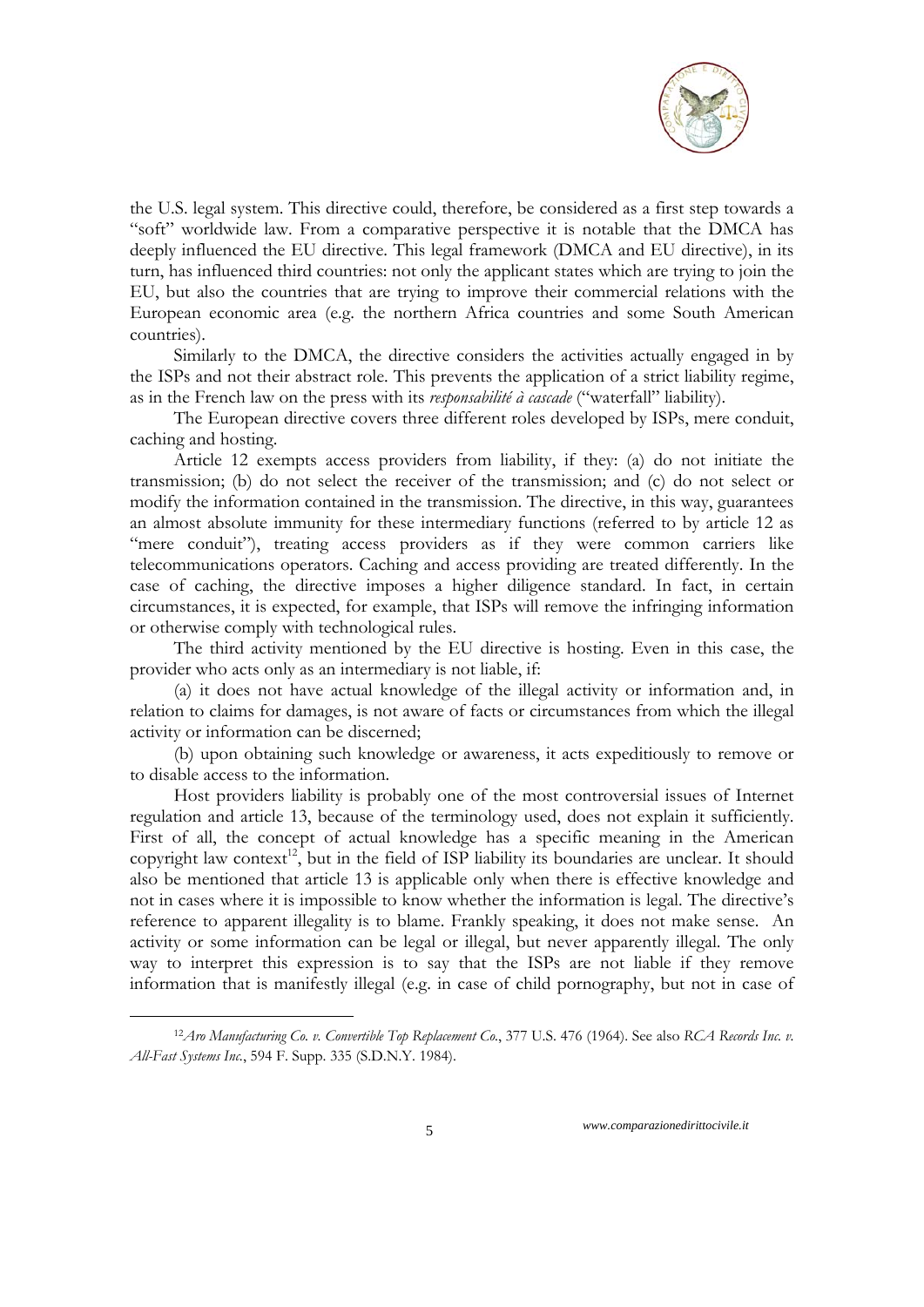the U.S. legal system. This directive could, therefore, be considered as a first step towards a "soft" worldwide law. From a comparative perspective it is notable that the DMCA has deeply influenced the EU directive. This legal framework (DMCA and EU directive), in its turn, has influenced third countries: not only the applicant states which are trying to join the EU, but also the countries that are trying to improve their commercial relations with the European economic area (e.g. the northern Africa countries and some South American countries).

Similarly to the DMCA, the directive considers the activities actually engaged in by the ISPs and not their abstract role. This prevents the application of a strict liability regime, as in the French law on the press with its *responsabilité à cascade* ("waterfall" liability).

The European directive covers three different roles developed by ISPs, mere conduit, caching and hosting.

Article 12 exempts access providers from liability, if they: (a) do not initiate the transmission; (b) do not select the receiver of the transmission; and (c) do not select or modify the information contained in the transmission. The directive, in this way, guarantees an almost absolute immunity for these intermediary functions (referred to by article 12 as "mere conduit"), treating access providers as if they were common carriers like telecommunications operators. Caching and access providing are treated differently. In the case of caching, the directive imposes a higher diligence standard. In fact, in certain circumstances, it is expected, for example, that ISPs will remove the infringing information or otherwise comply with technological rules.

The third activity mentioned by the EU directive is hosting. Even in this case, the provider who acts only as an intermediary is not liable, if:

(a) it does not have actual knowledge of the illegal activity or information and, in relation to claims for damages, is not aware of facts or circumstances from which the illegal activity or information can be discerned;

(b) upon obtaining such knowledge or awareness, it acts expeditiously to remove or to disable access to the information.

Host providers liability is probably one of the most controversial issues of Internet regulation and article 13, because of the terminology used, does not explain it sufficiently. First of all, the concept of actual knowledge has a specific meaning in the American copyright law context[12], but in the field of ISP liability its boundaries are unclear. It should also be mentioned that article 13 is applicable only when there is effective knowledge and not in cases where it is impossible to know whether the information is legal. The directive's reference to apparent illegality is to blame. Frankly speaking, it does not make sense. An activity or some information can be legal or illegal, but never apparently illegal. The only way to interpret this expression is to say that the ISPs are not liable if they remove information that is manifestly illegal (e.g. in case of child pornography, but not in case of

[12] *Aro Manufacturing Co. v. Convertible Top Replacement Co.*, 377 U.S. 476 (1964). See also *RCA Records Inc. v. All-Fast Systems Inc.*, 594 F. Supp. 335 (S.D.N.Y. 1984).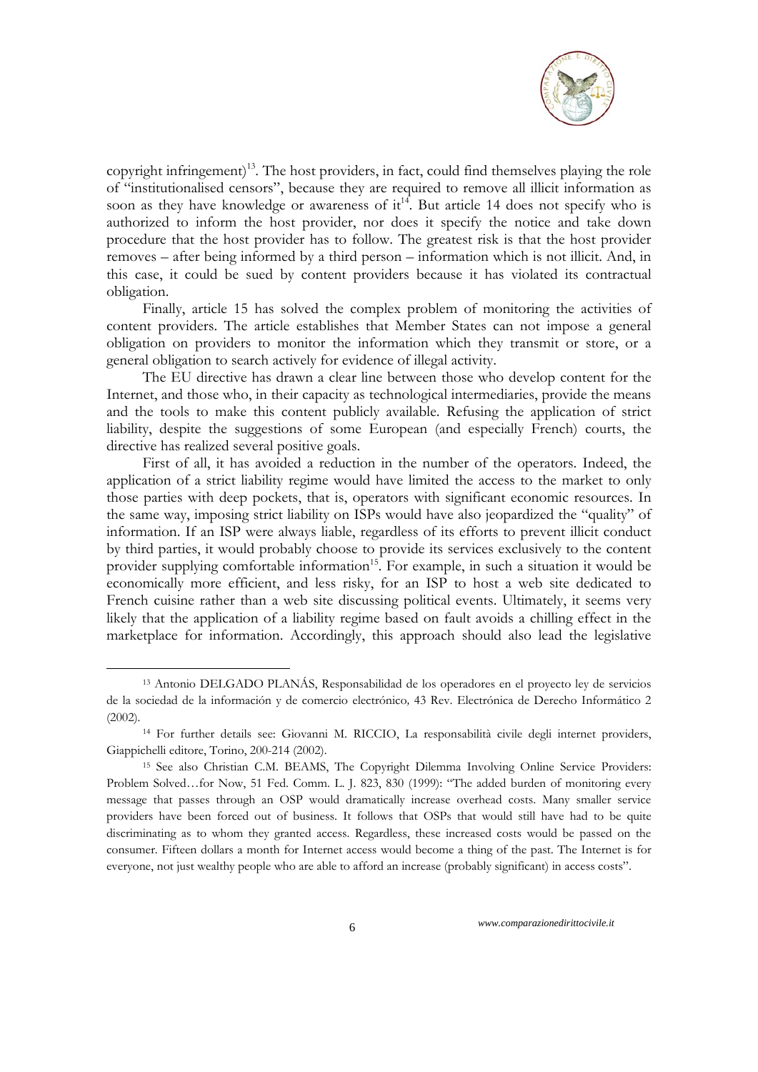copyright infringement)[13]. The host providers, in fact, could find themselves playing the role of "institutionalised censors", because they are required to remove all illicit information as soon as they have knowledge or awareness of it[14]. But article 14 does not specify who is authorized to inform the host provider, nor does it specify the notice and take down procedure that the host provider has to follow. The greatest risk is that the host provider removes – after being informed by a third person – information which is not illicit. And, in this case, it could be sued by content providers because it has violated its contractual obligation.

Finally, article 15 has solved the complex problem of monitoring the activities of content providers. The article establishes that Member States can not impose a general obligation on providers to monitor the information which they transmit or store, or a general obligation to search actively for evidence of illegal activity.

The EU directive has drawn a clear line between those who develop content for the Internet, and those who, in their capacity as technological intermediaries, provide the means and the tools to make this content publicly available. Refusing the application of strict liability, despite the suggestions of some European (and especially French) courts, the directive has realized several positive goals.

First of all, it has avoided a reduction in the number of the operators. Indeed, the application of a strict liability regime would have limited the access to the market to only those parties with deep pockets, that is, operators with significant economic resources. In the same way, imposing strict liability on ISPs would have also jeopardized the "quality" of information. If an ISP were always liable, regardless of its efforts to prevent illicit conduct by third parties, it would probably choose to provide its services exclusively to the content provider supplying comfortable information[15]. For example, in such a situation it would be economically more efficient, and less risky, for an ISP to host a web site dedicated to French cuisine rather than a web site discussing political events. Ultimately, it seems very likely that the application of a liability regime based on fault avoids a chilling effect in the marketplace for information. Accordingly, this approach should also lead the legislative

---

[13] Antonio DELGADO PLANÁS, Responsabilidad de los operadores en el proyecto ley de servicios de la sociedad de la información y de comercio electrónico*,* 43 Rev. Electrónica de Derecho Informático 2 (2002).

[14] For further details see: Giovanni M. RICCIO, La responsabilità civile degli internet providers, Giappichelli editore, Torino, 200-214 (2002).

[15] See also Christian C.M. BEAMS, The Copyright Dilemma Involving Online Service Providers: Problem Solved…for Now, 51 Fed. Comm. L. J. 823, 830 (1999): "The added burden of monitoring every message that passes through an OSP would dramatically increase overhead costs. Many smaller service providers have been forced out of business. It follows that OSPs that would still have had to be quite discriminating as to whom they granted access. Regardless, these increased costs would be passed on the consumer. Fifteen dollars a month for Internet access would become a thing of the past. The Internet is for everyone, not just wealthy people who are able to afford an increase (probably significant) in access costs".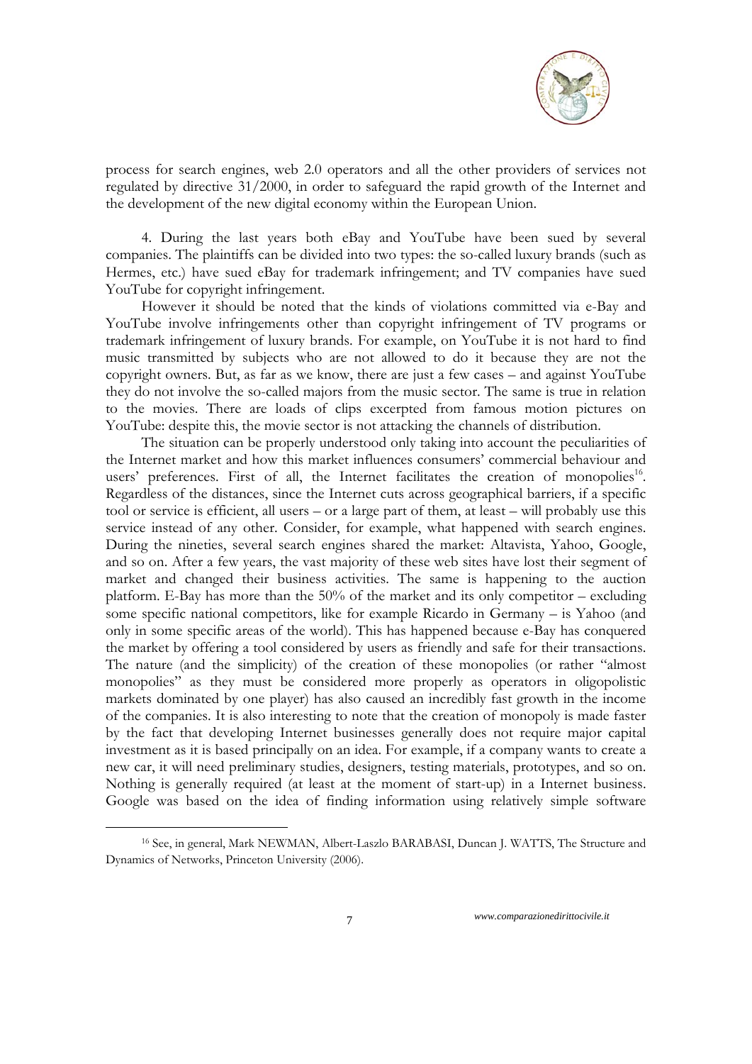process for search engines, web 2.0 operators and all the other providers of services not regulated by directive 31/2000, in order to safeguard the rapid growth of the Internet and the development of the new digital economy within the European Union.

4. During the last years both eBay and YouTube have been sued by several companies. The plaintiffs can be divided into two types: the so-called luxury brands (such as Hermes, etc.) have sued eBay for trademark infringement; and TV companies have sued YouTube for copyright infringement.

However it should be noted that the kinds of violations committed via e-Bay and YouTube involve infringements other than copyright infringement of TV programs or trademark infringement of luxury brands. For example, on YouTube it is not hard to find music transmitted by subjects who are not allowed to do it because they are not the copyright owners. But, as far as we know, there are just a few cases – and against YouTube they do not involve the so-called majors from the music sector. The same is true in relation to the movies. There are loads of clips excerpted from famous motion pictures on YouTube: despite this, the movie sector is not attacking the channels of distribution.

The situation can be properly understood only taking into account the peculiarities of the Internet market and how this market influences consumers' commercial behaviour and users' preferences. First of all, the Internet facilitates the creation of monopolies[16]. Regardless of the distances, since the Internet cuts across geographical barriers, if a specific tool or service is efficient, all users – or a large part of them, at least – will probably use this service instead of any other. Consider, for example, what happened with search engines. During the nineties, several search engines shared the market: Altavista, Yahoo, Google, and so on. After a few years, the vast majority of these web sites have lost their segment of market and changed their business activities. The same is happening to the auction platform. E-Bay has more than the 50% of the market and its only competitor – excluding some specific national competitors, like for example Ricardo in Germany – is Yahoo (and only in some specific areas of the world). This has happened because e-Bay has conquered the market by offering a tool considered by users as friendly and safe for their transactions. The nature (and the simplicity) of the creation of these monopolies (or rather "almost monopolies" as they must be considered more properly as operators in oligopolistic markets dominated by one player) has also caused an incredibly fast growth in the income of the companies. It is also interesting to note that the creation of monopoly is made faster by the fact that developing Internet businesses generally does not require major capital investment as it is based principally on an idea. For example, if a company wants to create a new car, it will need preliminary studies, designers, testing materials, prototypes, and so on. Nothing is generally required (at least at the moment of start-up) in a Internet business. Google was based on the idea of finding information using relatively simple software

[16] See, in general, Mark NEWMAN, Albert-Laszlo BARABASI, Duncan J. WATTS, The Structure and Dynamics of Networks, Princeton University (2006).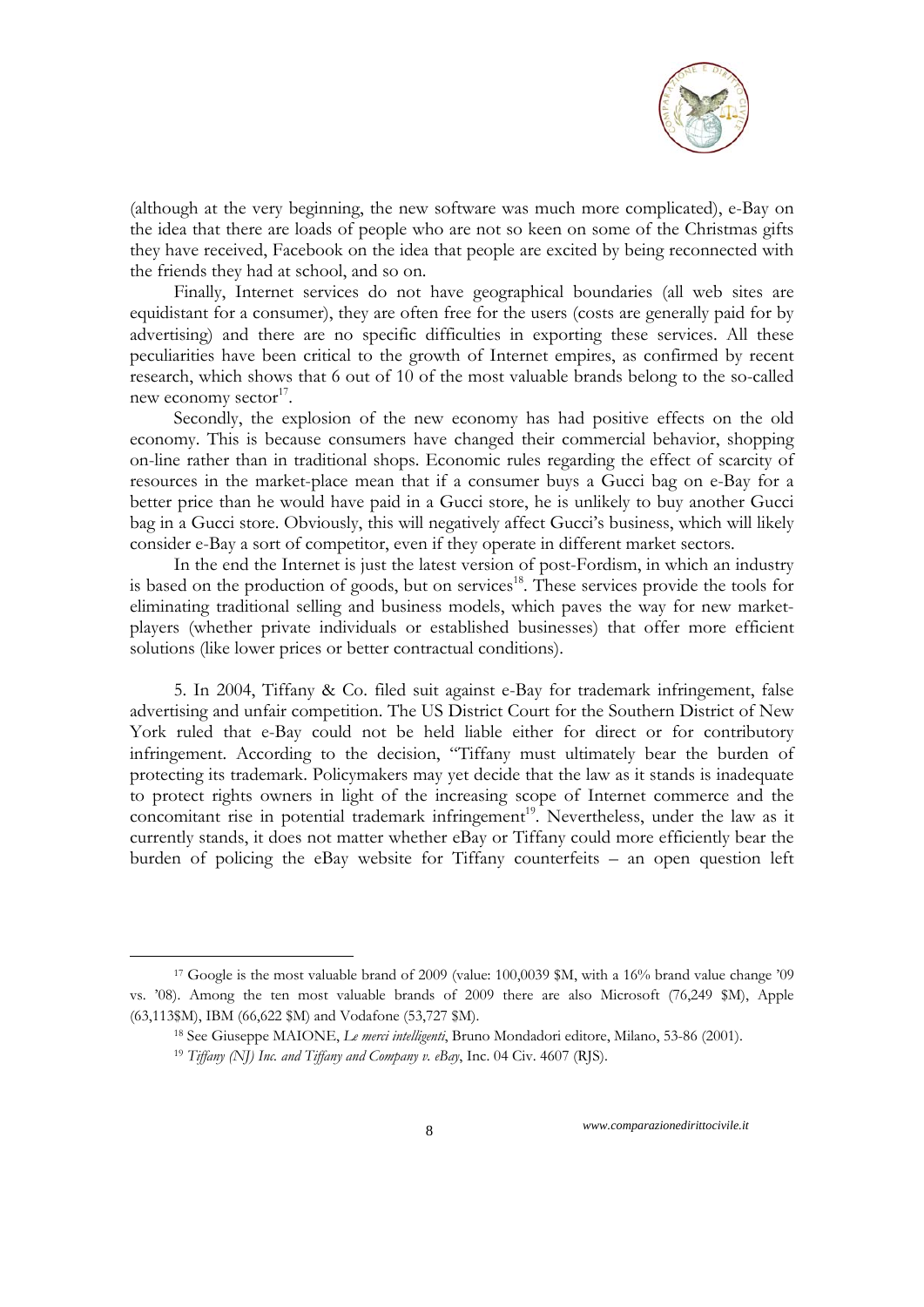(although at the very beginning, the new software was much more complicated), e-Bay on the idea that there are loads of people who are not so keen on some of the Christmas gifts they have received, Facebook on the idea that people are excited by being reconnected with the friends they had at school, and so on.

Finally, Internet services do not have geographical boundaries (all web sites are equidistant for a consumer), they are often free for the users (costs are generally paid for by advertising) and there are no specific difficulties in exporting these services. All these peculiarities have been critical to the growth of Internet empires, as confirmed by recent research, which shows that 6 out of 10 of the most valuable brands belong to the so-called new economy sector[17].

Secondly, the explosion of the new economy has had positive effects on the old economy. This is because consumers have changed their commercial behavior, shopping on-line rather than in traditional shops. Economic rules regarding the effect of scarcity of resources in the market-place mean that if a consumer buys a Gucci bag on e-Bay for a better price than he would have paid in a Gucci store, he is unlikely to buy another Gucci bag in a Gucci store. Obviously, this will negatively affect Gucci's business, which will likely consider e-Bay a sort of competitor, even if they operate in different market sectors.

In the end the Internet is just the latest version of post-Fordism, in which an industry is based on the production of goods, but on services[18]. These services provide the tools for eliminating traditional selling and business models, which paves the way for new market-players (whether private individuals or established businesses) that offer more efficient solutions (like lower prices or better contractual conditions).

5. In 2004, Tiffany & Co. filed suit against e-Bay for trademark infringement, false advertising and unfair competition. The US District Court for the Southern District of New York ruled that e-Bay could not be held liable either for direct or for contributory infringement. According to the decision, "Tiffany must ultimately bear the burden of protecting its trademark. Policymakers may yet decide that the law as it stands is inadequate to protect rights owners in light of the increasing scope of Internet commerce and the concomitant rise in potential trademark infringement[19]. Nevertheless, under the law as it currently stands, it does not matter whether eBay or Tiffany could more efficiently bear the burden of policing the eBay website for Tiffany counterfeits – an open question left

---

[17] Google is the most valuable brand of 2009 (value: 100,0039 $M, with a 16% brand value change '09 vs. '08). Among the ten most valuable brands of 2009 there are also Microsoft (76,249 $M), Apple (63,113$M), IBM (66,622 $M) and Vodafone (53,727 $M).

[18] See Giuseppe MAIONE, *Le merci intelligenti*, Bruno Mondadori editore, Milano, 53-86 (2001).

[19] *Tiffany (NJ) Inc. and Tiffany and Company v. eBay*, Inc. 04 Civ. 4607 (RJS).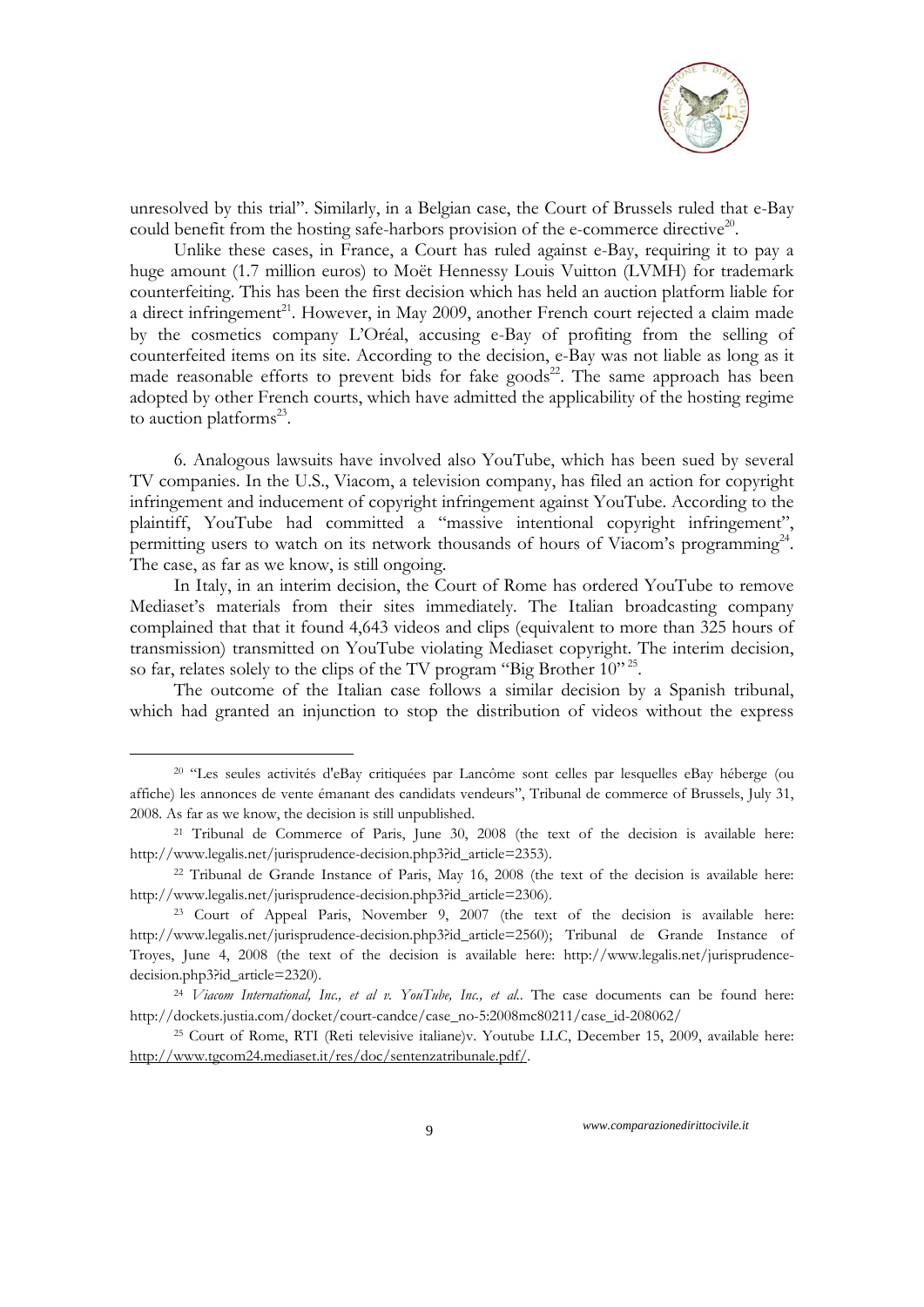unresolved by this trial". Similarly, in a Belgian case, the Court of Brussels ruled that e-Bay could benefit from the hosting safe-harbors provision of the e-commerce directive[20].

Unlike these cases, in France, a Court has ruled against e-Bay, requiring it to pay a huge amount (1.7 million euros) to Moët Hennessy Louis Vuitton (LVMH) for trademark counterfeiting. This has been the first decision which has held an auction platform liable for a direct infringement[21]. However, in May 2009, another French court rejected a claim made by the cosmetics company L'Oréal, accusing e-Bay of profiting from the selling of counterfeited items on its site. According to the decision, e-Bay was not liable as long as it made reasonable efforts to prevent bids for fake goods[22]. The same approach has been adopted by other French courts, which have admitted the applicability of the hosting regime to auction platforms[23].

6. Analogous lawsuits have involved also YouTube, which has been sued by several TV companies. In the U.S., Viacom, a television company, has filed an action for copyright infringement and inducement of copyright infringement against YouTube. According to the plaintiff, YouTube had committed a "massive intentional copyright infringement", permitting users to watch on its network thousands of hours of Viacom's programming[24]. The case, as far as we know, is still ongoing.

In Italy, in an interim decision, the Court of Rome has ordered YouTube to remove Mediaset's materials from their sites immediately. The Italian broadcasting company complained that that it found 4,643 videos and clips (equivalent to more than 325 hours of transmission) transmitted on YouTube violating Mediaset copyright. The interim decision, so far, relates solely to the clips of the TV program "Big Brother 10"[25].

The outcome of the Italian case follows a similar decision by a Spanish tribunal, which had granted an injunction to stop the distribution of videos without the express

---

[20] "Les seules activités d'eBay critiquées par Lancôme sont celles par lesquelles eBay héberge (ou affiche) les annonces de vente émanant des candidats vendeurs", Tribunal de commerce of Brussels, July 31, 2008. As far as we know, the decision is still unpublished.

[21] Tribunal de Commerce of Paris, June 30, 2008 (the text of the decision is available here: http://www.legalis.net/jurisprudence-decision.php3?id_article=2353).

[22] Tribunal de Grande Instance of Paris, May 16, 2008 (the text of the decision is available here: http://www.legalis.net/jurisprudence-decision.php3?id_article=2306).

[23] Court of Appeal Paris, November 9, 2007 (the text of the decision is available here: http://www.legalis.net/jurisprudence-decision.php3?id_article=2560); Tribunal de Grande Instance of Troyes, June 4, 2008 (the text of the decision is available here: http://www.legalis.net/jurisprudence-decision.php3?id_article=2320).

[24] *Viacom International, Inc., et al v. YouTube, Inc., et al.*. The case documents can be found here: http://dockets.justia.com/docket/court-candce/case_no-5:2008mc80211/case_id-208062/

[25] Court of Rome, RTI (Reti televisive italiane)v. Youtube LLC, December 15, 2009, available here: http://www.tgcom24.mediaset.it/res/doc/sentenzatribunale.pdf/.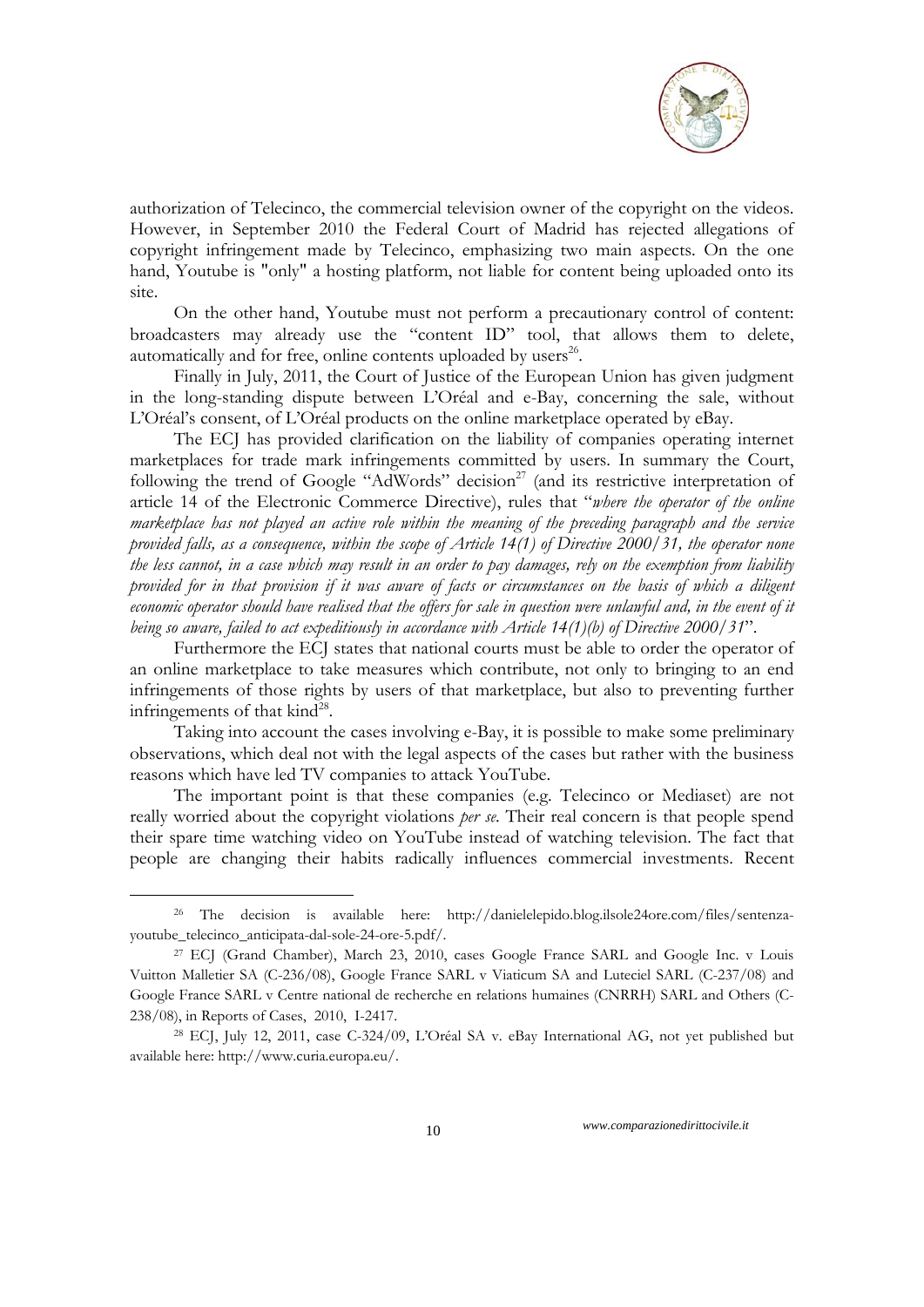authorization of Telecinco, the commercial television owner of the copyright on the videos. However, in September 2010 the Federal Court of Madrid has rejected allegations of copyright infringement made by Telecinco, emphasizing two main aspects. On the one hand, Youtube is "only" a hosting platform, not liable for content being uploaded onto its site.

On the other hand, Youtube must not perform a precautionary control of content: broadcasters may already use the "content ID" tool, that allows them to delete, automatically and for free, online contents uploaded by users[26].

Finally in July, 2011, the Court of Justice of the European Union has given judgment in the long-standing dispute between L'Oréal and e-Bay, concerning the sale, without L'Oréal's consent, of L'Oréal products on the online marketplace operated by eBay.

The ECJ has provided clarification on the liability of companies operating internet marketplaces for trade mark infringements committed by users. In summary the Court, following the trend of Google "AdWords" decision[27] (and its restrictive interpretation of article 14 of the Electronic Commerce Directive), rules that "*where the operator of the online marketplace has not played an active role within the meaning of the preceding paragraph and the service provided falls, as a consequence, within the scope of Article 14(1) of Directive 2000/31, the operator none the less cannot, in a case which may result in an order to pay damages, rely on the exemption from liability provided for in that provision if it was aware of facts or circumstances on the basis of which a diligent economic operator should have realised that the offers for sale in question were unlawful and, in the event of it being so aware, failed to act expeditiously in accordance with Article 14(1)(b) of Directive 2000/31*".

Furthermore the ECJ states that national courts must be able to order the operator of an online marketplace to take measures which contribute, not only to bringing to an end infringements of those rights by users of that marketplace, but also to preventing further infringements of that kind[28].

Taking into account the cases involving e-Bay, it is possible to make some preliminary observations, which deal not with the legal aspects of the cases but rather with the business reasons which have led TV companies to attack YouTube.

The important point is that these companies (e.g. Telecinco or Mediaset) are not really worried about the copyright violations *per se.* Their real concern is that people spend their spare time watching video on YouTube instead of watching television. The fact that people are changing their habits radically influences commercial investments. Recent

---

[26] The decision is available here: http://danielelepido.blog.ilsole24ore.com/files/sentenza-youtube_telecinco_anticipata-dal-sole-24-ore-5.pdf/.

[27] ECJ (Grand Chamber), March 23, 2010, cases Google France SARL and Google Inc. v Louis Vuitton Malletier SA (C-236/08), Google France SARL v Viaticum SA and Luteciel SARL (C-237/08) and Google France SARL v Centre national de recherche en relations humaines (CNRRH) SARL and Others (C-238/08), in Reports of Cases, 2010, I-2417.

[28] ECJ, July 12, 2011, case C-324/09, L'Oréal SA v. eBay International AG, not yet published but available here: http://www.curia.europa.eu/.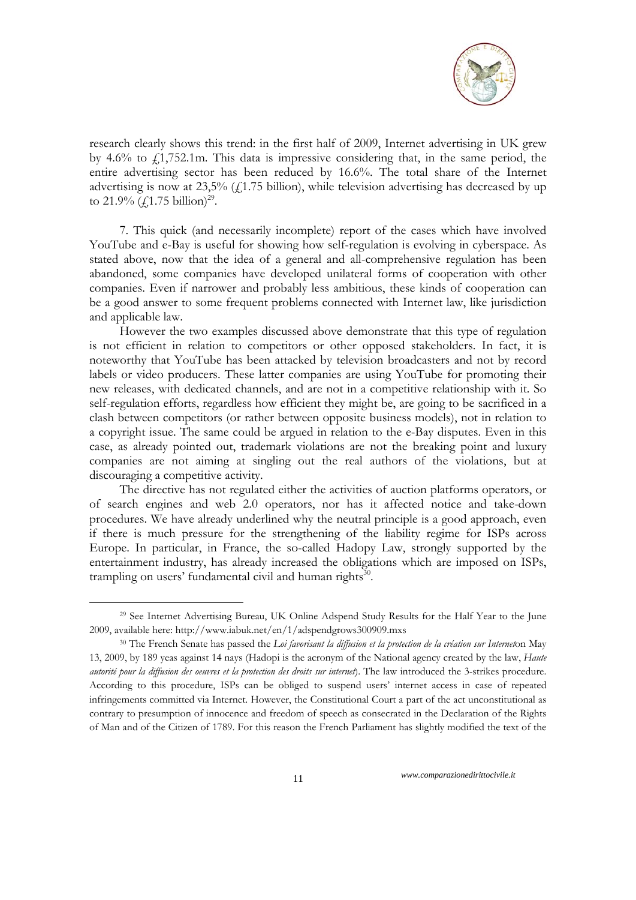research clearly shows this trend: in the first half of 2009, Internet advertising in UK grew by 4.6% to £1,752.1m. This data is impressive considering that, in the same period, the entire advertising sector has been reduced by 16.6%. The total share of the Internet advertising is now at 23,5% (£1.75 billion), while television advertising has decreased by up to 21.9% (£1.75 billion)[29].

7. This quick (and necessarily incomplete) report of the cases which have involved YouTube and e-Bay is useful for showing how self-regulation is evolving in cyberspace. As stated above, now that the idea of a general and all-comprehensive regulation has been abandoned, some companies have developed unilateral forms of cooperation with other companies. Even if narrower and probably less ambitious, these kinds of cooperation can be a good answer to some frequent problems connected with Internet law, like jurisdiction and applicable law.

However the two examples discussed above demonstrate that this type of regulation is not efficient in relation to competitors or other opposed stakeholders. In fact, it is noteworthy that YouTube has been attacked by television broadcasters and not by record labels or video producers. These latter companies are using YouTube for promoting their new releases, with dedicated channels, and are not in a competitive relationship with it. So self-regulation efforts, regardless how efficient they might be, are going to be sacrificed in a clash between competitors (or rather between opposite business models), not in relation to a copyright issue. The same could be argued in relation to the e-Bay disputes. Even in this case, as already pointed out, trademark violations are not the breaking point and luxury companies are not aiming at singling out the real authors of the violations, but at discouraging a competitive activity.

The directive has not regulated either the activities of auction platforms operators, or of search engines and web 2.0 operators, nor has it affected notice and take-down procedures. We have already underlined why the neutral principle is a good approach, even if there is much pressure for the strengthening of the liability regime for ISPs across Europe. In particular, in France, the so-called Hadopy Law, strongly supported by the entertainment industry, has already increased the obligations which are imposed on ISPs, trampling on users' fundamental civil and human rights[30].

---

[29] See Internet Advertising Bureau, UK Online Adspend Study Results for the Half Year to the June 2009, available here: http://www.iabuk.net/en/1/adspendgrows300909.mxs

[30] The French Senate has passed the *Loi favorisant la diffusion et la protection de la création sur Internet*on May 13, 2009, by 189 yeas against 14 nays (Hadopi is the acronym of the National agency created by the law, *Haute autorité pour la diffusion des oeuvres et la protection des droits sur internet*). The law introduced the 3-strikes procedure. According to this procedure, ISPs can be obliged to suspend users' internet access in case of repeated infringements committed via Internet. However, the Constitutional Court a part of the act unconstitutional as contrary to presumption of innocence and freedom of speech as consecrated in the Declaration of the Rights of Man and of the Citizen of 1789. For this reason the French Parliament has slightly modified the text of the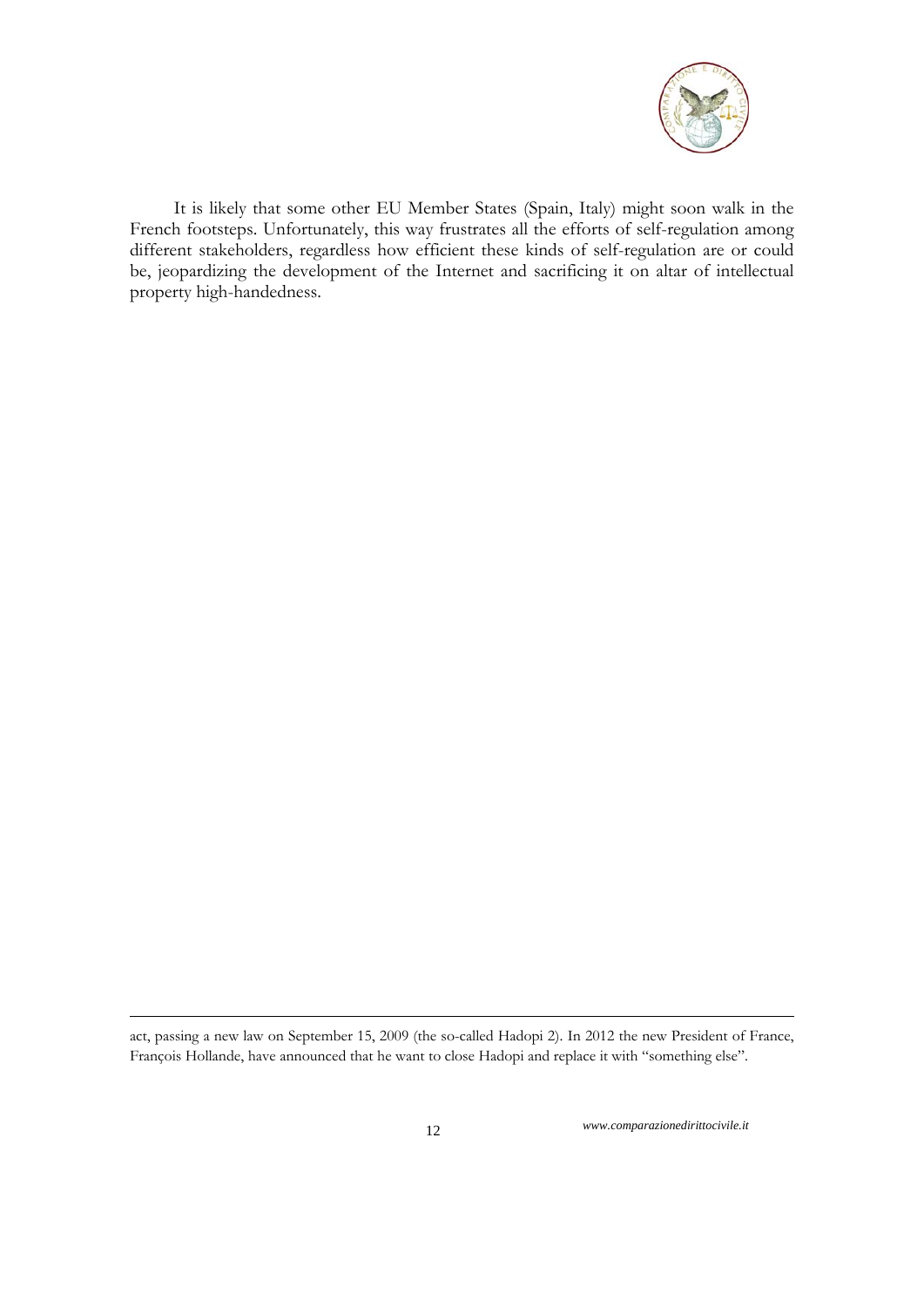It is likely that some other EU Member States (Spain, Italy) might soon walk in the French footsteps. Unfortunately, this way frustrates all the efforts of self-regulation among different stakeholders, regardless how efficient these kinds of self-regulation are or could be, jeopardizing the development of the Internet and sacrificing it on altar of intellectual property high-handedness.

---

act, passing a new law on September 15, 2009 (the so-called Hadopi 2). In 2012 the new President of France, François Hollande, have announced that he want to close Hadopi and replace it with "something else".